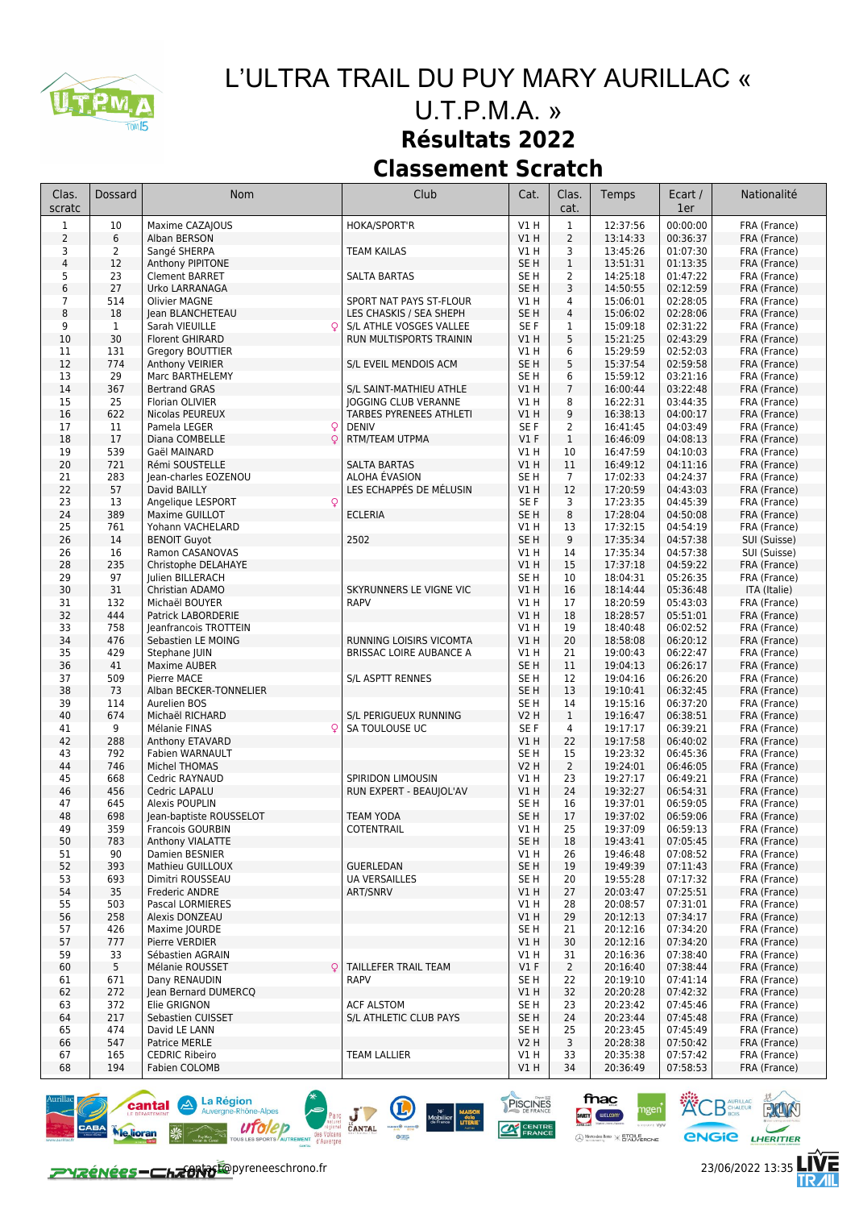# L'ULTRA TRAIL DU PUY MARY AURILLAC « U.T.P.M.A. »

## Résultats 2022

## Classement Scratch

| Clas. scratc | Dossard | Nom | Club | Cat. | Clas. cat. | Temps | Ecart / 1er | Nationalité |
|---|---|---|---|---|---|---|---|---|
| 1 | 10 | Maxime CAZAJOUS | HOKA/SPORT'R | V1 H | 1 | 12:37:56 | 00:00:00 | FRA (France) |
| 2 | 6 | Alban BERSON | | V1 H | 2 | 13:14:33 | 00:36:37 | FRA (France) |
| 3 | 2 | Sangé SHERPA | TEAM KAILAS | V1 H | 3 | 13:45:26 | 01:07:30 | FRA (France) |
| 4 | 12 | Anthony PIPITONE | | SE H | 1 | 13:51:31 | 01:13:35 | FRA (France) |
| 5 | 23 | Clement BARRET | SALTA BARTAS | SE H | 2 | 14:25:18 | 01:47:22 | FRA (France) |
| 6 | 27 | Urko LARRANAGA | | SE H | 3 | 14:50:55 | 02:12:59 | FRA (France) |
| 7 | 514 | Olivier MAGNE | SPORT NAT PAYS ST-FLOUR | V1 H | 4 | 15:06:01 | 02:28:05 | FRA (France) |
| 8 | 18 | Jean BLANCHETEAU | LES CHASKIS / SEA SHEPH | SE H | 4 | 15:06:02 | 02:28:06 | FRA (France) |
| 9 | 1 | Sarah VIEUILLE ♀ | S/L ATHLE VOSGES VALLEE | SE F | 1 | 15:09:18 | 02:31:22 | FRA (France) |
| 10 | 30 | Florent GHIRARD | RUN MULTISPORTS TRAININ | V1 H | 5 | 15:21:25 | 02:43:29 | FRA (France) |
| 11 | 131 | Gregory BOUTTIER | | V1 H | 6 | 15:29:59 | 02:52:03 | FRA (France) |
| 12 | 774 | Anthony VEIRIER | S/L EVEIL MENDOIS ACM | SE H | 5 | 15:37:54 | 02:59:58 | FRA (France) |
| 13 | 29 | Marc BARTHELEMY | | SE H | 6 | 15:59:12 | 03:21:16 | FRA (France) |
| 14 | 367 | Bertrand GRAS | S/L SAINT-MATHIEU ATHLE | V1 H | 7 | 16:00:44 | 03:22:48 | FRA (France) |
| 15 | 25 | Florian OLIVIER | JOGGING CLUB VERANNE | V1 H | 8 | 16:22:31 | 03:44:35 | FRA (France) |
| 16 | 622 | Nicolas PEUREUX | TARBES PYRENEES ATHLETI | V1 H | 9 | 16:38:13 | 04:00:17 | FRA (France) |
| 17 | 11 | Pamela LEGER ♀ | DENIV | SE F | 2 | 16:41:45 | 04:03:49 | FRA (France) |
| 18 | 17 | Diana COMBELLE ♀ | RTM/TEAM UTPMA | V1 F | 1 | 16:46:09 | 04:08:13 | FRA (France) |
| 19 | 539 | Gaël MAINARD | | V1 H | 10 | 16:47:59 | 04:10:03 | FRA (France) |
| 20 | 721 | Rémi SOUSTELLE | SALTA BARTAS | V1 H | 11 | 16:49:12 | 04:11:16 | FRA (France) |
| 21 | 283 | Jean-charles EOZENOU | ALOHA ÉVASION | SE H | 7 | 17:02:33 | 04:24:37 | FRA (France) |
| 22 | 57 | David BAILLY | LES ÉCHAPPÉS DE MÉLUSIN | V1 H | 12 | 17:20:59 | 04:43:03 | FRA (France) |
| 23 | 13 | Angelique LESPORT ♀ | | SE F | 3 | 17:23:35 | 04:45:39 | FRA (France) |
| 24 | 389 | Maxime GUILLOT | ECLERIA | SE H | 8 | 17:28:04 | 04:50:08 | FRA (France) |
| 25 | 761 | Yohann VACHELARD | | V1 H | 13 | 17:32:15 | 04:54:19 | FRA (France) |
| 26 | 14 | BENOIT Guyot | 2502 | SE H | 9 | 17:35:34 | 04:57:38 | SUI (Suisse) |
| 26 | 16 | Ramon CASANOVAS | | V1 H | 14 | 17:35:34 | 04:57:38 | SUI (Suisse) |
| 28 | 235 | Christophe DELAHAYE | | V1 H | 15 | 17:37:18 | 04:59:22 | FRA (France) |
| 29 | 97 | Julien BILLERACH | | SE H | 10 | 18:04:31 | 05:26:35 | FRA (France) |
| 30 | 31 | Christian ADAMO | SKYRUNNERS LE VIGNE VIC | V1 H | 16 | 18:14:44 | 05:36:48 | ITA (Italie) |
| 31 | 132 | Michaël BOUYER | RAPV | V1 H | 17 | 18:20:59 | 05:43:03 | FRA (France) |
| 32 | 444 | Patrick LABORDERIE | | V1 H | 18 | 18:28:57 | 05:51:01 | FRA (France) |
| 33 | 758 | Jeanfrancois TROTTEIN | | V1 H | 19 | 18:40:48 | 06:02:52 | FRA (France) |
| 34 | 476 | Sebastien LE MOING | RUNNING LOISIRS VICOMTA | V1 H | 20 | 18:58:08 | 06:20:12 | FRA (France) |
| 35 | 429 | Stephane JUIN | BRISSAC LOIRE AUBANCE A | V1 H | 21 | 19:00:43 | 06:22:47 | FRA (France) |
| 36 | 41 | Maxime AUBER | | SE H | 11 | 19:04:13 | 06:26:17 | FRA (France) |
| 37 | 509 | Pierre MACE | S/L ASPTT RENNES | SE H | 12 | 19:04:16 | 06:26:20 | FRA (France) |
| 38 | 73 | Alban BECKER-TONNELIER | | SE H | 13 | 19:10:41 | 06:32:45 | FRA (France) |
| 39 | 114 | Aurelien BOS | | SE H | 14 | 19:15:16 | 06:37:20 | FRA (France) |
| 40 | 674 | Michaël RICHARD | S/L PERIGUEUX RUNNING | V2 H | 1 | 19:16:47 | 06:38:51 | FRA (France) |
| 41 | 9 | Mélanie FINAS ♀ | SA TOULOUSE UC | SE F | 4 | 19:17:17 | 06:39:21 | FRA (France) |
| 42 | 288 | Anthony ETAVARD | | V1 H | 22 | 19:17:58 | 06:40:02 | FRA (France) |
| 43 | 792 | Fabien WARNAULT | | SE H | 15 | 19:23:32 | 06:45:36 | FRA (France) |
| 44 | 746 | Michel THOMAS | | V2 H | 2 | 19:24:01 | 06:46:05 | FRA (France) |
| 45 | 668 | Cedric RAYNAUD | SPIRIDON LIMOUSIN | V1 H | 23 | 19:27:17 | 06:49:21 | FRA (France) |
| 46 | 456 | Cedric LAPALU | RUN EXPERT - BEAUJOL'AV | V1 H | 24 | 19:32:27 | 06:54:31 | FRA (France) |
| 47 | 645 | Alexis POUPLIN | | SE H | 16 | 19:37:01 | 06:59:05 | FRA (France) |
| 48 | 698 | Jean-baptiste ROUSSELOT | TEAM YODA | SE H | 17 | 19:37:02 | 06:59:06 | FRA (France) |
| 49 | 359 | Francois GOURBIN | COTENTRAIL | V1 H | 25 | 19:37:09 | 06:59:13 | FRA (France) |
| 50 | 783 | Anthony VIALATTE | | SE H | 18 | 19:43:41 | 07:05:45 | FRA (France) |
| 51 | 90 | Damien BESNIER | | V1 H | 26 | 19:46:48 | 07:08:52 | FRA (France) |
| 52 | 393 | Mathieu GUILLOUX | GUERLEDAN | SE H | 19 | 19:49:39 | 07:11:43 | FRA (France) |
| 53 | 693 | Dimitri ROUSSEAU | UA VERSAILLES | SE H | 20 | 19:55:28 | 07:17:32 | FRA (France) |
| 54 | 35 | Frederic ANDRE | ART/SNRV | V1 H | 27 | 20:03:47 | 07:25:51 | FRA (France) |
| 55 | 503 | Pascal LORMIERES | | V1 H | 28 | 20:08:57 | 07:31:01 | FRA (France) |
| 56 | 258 | Alexis DONZEAU | | V1 H | 29 | 20:12:13 | 07:34:17 | FRA (France) |
| 57 | 426 | Maxime JOURDE | | SE H | 21 | 20:12:16 | 07:34:20 | FRA (France) |
| 57 | 777 | Pierre VERDIER | | V1 H | 30 | 20:12:16 | 07:34:20 | FRA (France) |
| 59 | 33 | Sébastien AGRAIN | | V1 H | 31 | 20:16:36 | 07:38:40 | FRA (France) |
| 60 | 5 | Mélanie ROUSSET ♀ | TAILLEFER TRAIL TEAM | V1 F | 2 | 20:16:40 | 07:38:44 | FRA (France) |
| 61 | 671 | Dany RENAUDIN | RAPV | SE H | 22 | 20:19:10 | 07:41:14 | FRA (France) |
| 62 | 272 | Jean Bernard DUMERCQ | | V1 H | 32 | 20:20:28 | 07:42:32 | FRA (France) |
| 63 | 372 | Elie GRIGNON | ACF ALSTOM | SE H | 23 | 20:23:42 | 07:45:46 | FRA (France) |
| 64 | 217 | Sebastien CUISSET | S/L ATHLETIC CLUB PAYS | SE H | 24 | 20:23:44 | 07:45:48 | FRA (France) |
| 65 | 474 | David LE LANN | | SE H | 25 | 20:23:45 | 07:45:49 | FRA (France) |
| 66 | 547 | Patrice MERLE | | V2 H | 3 | 20:28:38 | 07:50:42 | FRA (France) |
| 67 | 165 | CEDRIC Ribeiro | TEAM LALLIER | V1 H | 33 | 20:35:38 | 07:57:42 | FRA (France) |
| 68 | 194 | Fabien COLOMB | | V1 H | 34 | 20:36:49 | 07:58:53 | FRA (France) |

contact@pyreneeschrono.fr

23/06/2022 13:35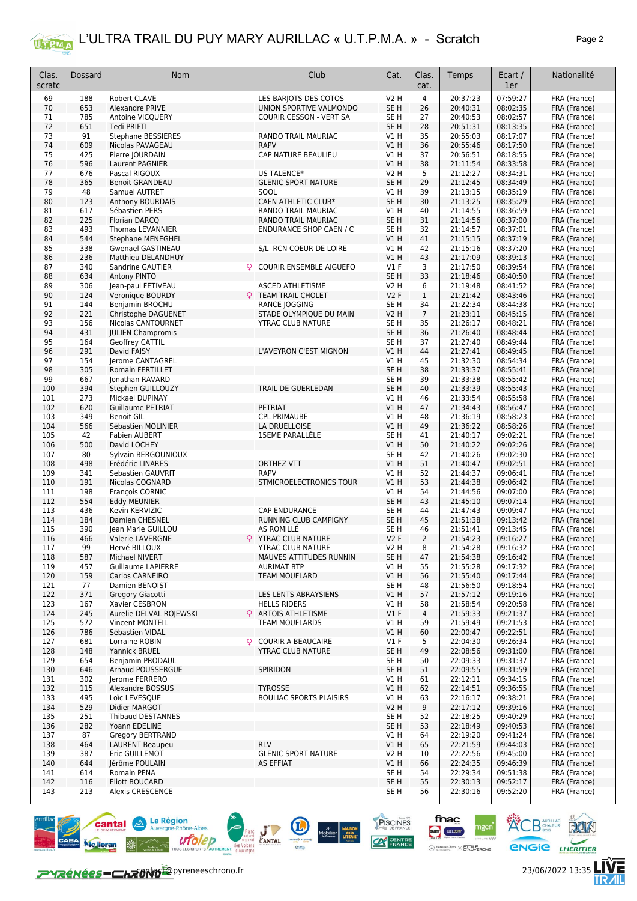# L'ULTRA TRAIL DU PUY MARY AURILLAC « U.T.P.M.A. » - Scratch

| Clas. scratc | Dossard | Nom | Club | Cat. | Clas. cat. | Temps | Ecart / 1er | Nationalité |
|---|---|---|---|---|---|---|---|---|
| 69 | 188 | Robert CLAVE | LES BARJOTS DES COTOS | V2 H | 4 | 20:37:23 | 07:59:27 | FRA (France) |
| 70 | 653 | Alexandre PRIVE | UNION SPORTIVE VALMONDO | SE H | 26 | 20:40:31 | 08:02:35 | FRA (France) |
| 71 | 785 | Antoine VICQUERY | COURIR CESSON - VERT SA | SE H | 27 | 20:40:53 | 08:02:57 | FRA (France) |
| 72 | 651 | Tedi PRIFTI | | SE H | 28 | 20:51:31 | 08:13:35 | FRA (France) |
| 73 | 91 | Stephane BESSIERES | RANDO TRAIL MAURIAC | V1 H | 35 | 20:55:03 | 08:17:07 | FRA (France) |
| 74 | 609 | Nicolas PAVAGEAU | RAPV | V1 H | 36 | 20:55:46 | 08:17:50 | FRA (France) |
| 75 | 425 | Pierre JOURDAIN | CAP NATURE BEAULIEU | V1 H | 37 | 20:56:51 | 08:18:55 | FRA (France) |
| 76 | 596 | Laurent PAGNIER | | V1 H | 38 | 21:11:54 | 08:33:58 | FRA (France) |
| 77 | 676 | Pascal RIGOUX | US TALENCE* | V2 H | 5 | 21:12:27 | 08:34:31 | FRA (France) |
| 78 | 365 | Benoit GRANDEAU | GLENIC SPORT NATURE | SE H | 29 | 21:12:45 | 08:34:49 | FRA (France) |
| 79 | 48 | Samuel AUTRET | SOOL | V1 H | 39 | 21:13:15 | 08:35:19 | FRA (France) |
| 80 | 123 | Anthony BOURDAIS | CAEN ATHLETIC CLUB* | SE H | 30 | 21:13:25 | 08:35:29 | FRA (France) |
| 81 | 617 | Sébastien PERS | RANDO TRAIL MAURIAC | V1 H | 40 | 21:14:55 | 08:36:59 | FRA (France) |
| 82 | 225 | Florian DARCQ | RANDO TRAIL MAURIAC | SE H | 31 | 21:14:56 | 08:37:00 | FRA (France) |
| 83 | 493 | Thomas LEVANNIER | ENDURANCE SHOP CAEN / C | SE H | 32 | 21:14:57 | 08:37:01 | FRA (France) |
| 84 | 544 | Stephane MENEGHEL | | V1 H | 41 | 21:15:15 | 08:37:19 | FRA (France) |
| 85 | 338 | Gwenael GASTINEAU | S/L RCN COEUR DE LOIRE | V1 H | 42 | 21:15:16 | 08:37:20 | FRA (France) |
| 86 | 236 | Matthieu DELANDHUY | | V1 H | 43 | 21:17:09 | 08:39:13 | FRA (France) |
| 87 | 340 | Sandrine GAUTIER ♀ | COURIR ENSEMBLE AIGUEFO | V1 F | 3 | 21:17:50 | 08:39:54 | FRA (France) |
| 88 | 634 | Antony PINTO | | SE H | 33 | 21:18:46 | 08:40:50 | FRA (France) |
| 89 | 306 | Jean-paul FETIVEAU | ASCED ATHLETISME | V2 H | 6 | 21:19:48 | 08:41:52 | FRA (France) |
| 90 | 124 | Veronique BOURDY ♀ | TEAM TRAIL CHOLET | V2 F | 1 | 21:21:42 | 08:43:46 | FRA (France) |
| 91 | 144 | Benjamin BROCHU | RANCE JOGGING | SE H | 34 | 21:22:34 | 08:44:38 | FRA (France) |
| 92 | 221 | Christophe DAGUENET | STADE OLYMPIQUE DU MAIN | V2 H | 7 | 21:23:11 | 08:45:15 | FRA (France) |
| 93 | 156 | Nicolas CANTOURNET | YTRAC CLUB NATURE | SE H | 35 | 21:26:17 | 08:48:21 | FRA (France) |
| 94 | 431 | JULIEN Champromis | | SE H | 36 | 21:26:40 | 08:48:44 | FRA (France) |
| 95 | 164 | Geoffrey CATTIL | | SE H | 37 | 21:27:40 | 08:49:44 | FRA (France) |
| 96 | 291 | David FAISY | L'AVEYRON C'EST MIGNON | V1 H | 44 | 21:27:41 | 08:49:45 | FRA (France) |
| 97 | 154 | Jerome CANTAGREL | | V1 H | 45 | 21:32:30 | 08:54:34 | FRA (France) |
| 98 | 305 | Romain FERTILLET | | SE H | 38 | 21:33:37 | 08:55:41 | FRA (France) |
| 99 | 667 | Jonathan RAVARD | | SE H | 39 | 21:33:38 | 08:55:42 | FRA (France) |
| 100 | 394 | Stephen GUILLOUZY | TRAIL DE GUERLEDAN | SE H | 40 | 21:33:39 | 08:55:43 | FRA (France) |
| 101 | 273 | Mickael DUPINAY | | V1 H | 46 | 21:33:54 | 08:55:58 | FRA (France) |
| 102 | 620 | Guillaume PETRIAT | PETRIAT | V1 H | 47 | 21:34:43 | 08:56:47 | FRA (France) |
| 103 | 349 | Benoit GIL | CPL PRIMAUBE | V1 H | 48 | 21:36:19 | 08:58:23 | FRA (France) |
| 104 | 566 | Sébastien MOLINIER | LA DRUELLOISE | V1 H | 49 | 21:36:22 | 08:58:26 | FRA (France) |
| 105 | 42 | Fabien AUBERT | 15EME PARALLÈLE | SE H | 41 | 21:40:17 | 09:02:21 | FRA (France) |
| 106 | 500 | David LOCHEY | | V1 H | 50 | 21:40:22 | 09:02:26 | FRA (France) |
| 107 | 80 | Sylvain BERGOUNIOUX | | SE H | 42 | 21:40:26 | 09:02:30 | FRA (France) |
| 108 | 498 | Frédéric LINARES | ORTHEZ VTT | V1 H | 51 | 21:40:47 | 09:02:51 | FRA (France) |
| 109 | 341 | Sebastien GAUVRIT | RAPV | V1 H | 52 | 21:44:37 | 09:06:41 | FRA (France) |
| 110 | 191 | Nicolas COGNARD | STMICROELECTRONICS TOUR | V1 H | 53 | 21:44:38 | 09:06:42 | FRA (France) |
| 111 | 198 | François CORNIC | | V1 H | 54 | 21:44:56 | 09:07:00 | FRA (France) |
| 112 | 554 | Eddy MEUNIER | | SE H | 43 | 21:45:10 | 09:07:14 | FRA (France) |
| 113 | 436 | Kevin KERVIZIC | CAP ENDURANCE | SE H | 44 | 21:47:43 | 09:09:47 | FRA (France) |
| 114 | 184 | Damien CHESNEL | RUNNING CLUB CAMPIGNY | SE H | 45 | 21:51:38 | 09:13:42 | FRA (France) |
| 115 | 390 | Jean Marie GUILLOU | AS ROMILLÉ | SE H | 46 | 21:51:41 | 09:13:45 | FRA (France) |
| 116 | 466 | Valerie LAVERGNE ♀ | YTRAC CLUB NATURE | V2 F | 2 | 21:54:23 | 09:16:27 | FRA (France) |
| 117 | 99 | Hervé BILLOUX | YTRAC CLUB NATURE | V2 H | 8 | 21:54:28 | 09:16:32 | FRA (France) |
| 118 | 587 | Michael NIVERT | MAUVES ATTITUDES RUNNIN | SE H | 47 | 21:54:38 | 09:16:42 | FRA (France) |
| 119 | 457 | Guillaume LAPIERRE | AURIMAT BTP | V1 H | 55 | 21:55:28 | 09:17:32 | FRA (France) |
| 120 | 159 | Carlos CARNEIRO | TEAM MOUFLARD | V1 H | 56 | 21:55:40 | 09:17:44 | FRA (France) |
| 121 | 77 | Damien BENOIST | | SE H | 48 | 21:56:50 | 09:18:54 | FRA (France) |
| 122 | 371 | Gregory Giacotti | LES LENTS ABRAYSIENS | V1 H | 57 | 21:57:12 | 09:19:16 | FRA (France) |
| 123 | 167 | Xavier CESBRON | HELLS RIDERS | V1 H | 58 | 21:58:54 | 09:20:58 | FRA (France) |
| 124 | 245 | Aurelie DELVAL ROJEWSKI ♀ | ARTOIS ATHLETISME | V1 F | 4 | 21:59:33 | 09:21:37 | FRA (France) |
| 125 | 572 | Vincent MONTEIL | TEAM MOUFLARDS | V1 H | 59 | 21:59:49 | 09:21:53 | FRA (France) |
| 126 | 786 | Sébastien VIDAL | | V1 H | 60 | 22:00:47 | 09:22:51 | FRA (France) |
| 127 | 681 | Lorraine ROBIN ♀ | COURIR A BEAUCAIRE | V1 F | 5 | 22:04:30 | 09:26:34 | FRA (France) |
| 128 | 148 | Yannick BRUEL | YTRAC CLUB NATURE | SE H | 49 | 22:08:56 | 09:31:00 | FRA (France) |
| 129 | 654 | Benjamin PRODAUL | | SE H | 50 | 22:09:33 | 09:31:37 | FRA (France) |
| 130 | 646 | Arnaud POUSSERGUE | SPIRIDON | SE H | 51 | 22:09:55 | 09:31:59 | FRA (France) |
| 131 | 302 | Jerome FERRERO | | V1 H | 61 | 22:12:11 | 09:34:15 | FRA (France) |
| 132 | 115 | Alexandre BOSSUS | TYROSSE | V1 H | 62 | 22:14:51 | 09:36:55 | FRA (France) |
| 133 | 495 | Loïc LEVESQUE | BOULIAC SPORTS PLAISIRS | V1 H | 63 | 22:16:17 | 09:38:21 | FRA (France) |
| 134 | 529 | Didier MARGOT | | V2 H | 9 | 22:17:12 | 09:39:16 | FRA (France) |
| 135 | 251 | Thibaud DESTANNES | | SE H | 52 | 22:18:25 | 09:40:29 | FRA (France) |
| 136 | 282 | Yoann EDELINE | | SE H | 53 | 22:18:49 | 09:40:53 | FRA (France) |
| 137 | 87 | Gregory BERTRAND | | V1 H | 64 | 22:19:20 | 09:41:24 | FRA (France) |
| 138 | 464 | LAURENT Beaupeu | RLV | V1 H | 65 | 22:21:59 | 09:44:03 | FRA (France) |
| 139 | 387 | Eric GUILLEMOT | GLENIC SPORT NATURE | V2 H | 10 | 22:22:56 | 09:45:00 | FRA (France) |
| 140 | 644 | Jérôme POULAIN | AS EFFIAT | V1 H | 66 | 22:24:35 | 09:46:39 | FRA (France) |
| 141 | 614 | Romain PENA | | SE H | 54 | 22:29:34 | 09:51:38 | FRA (France) |
| 142 | 116 | Eliott BOUCARD | | SE H | 55 | 22:30:13 | 09:52:17 | FRA (France) |
| 143 | 213 | Alexis CRESCENCE | | SE H | 56 | 22:30:16 | 09:52:20 | FRA (France) |

contact@pyreneeschrono.fr

23/06/2022 13:35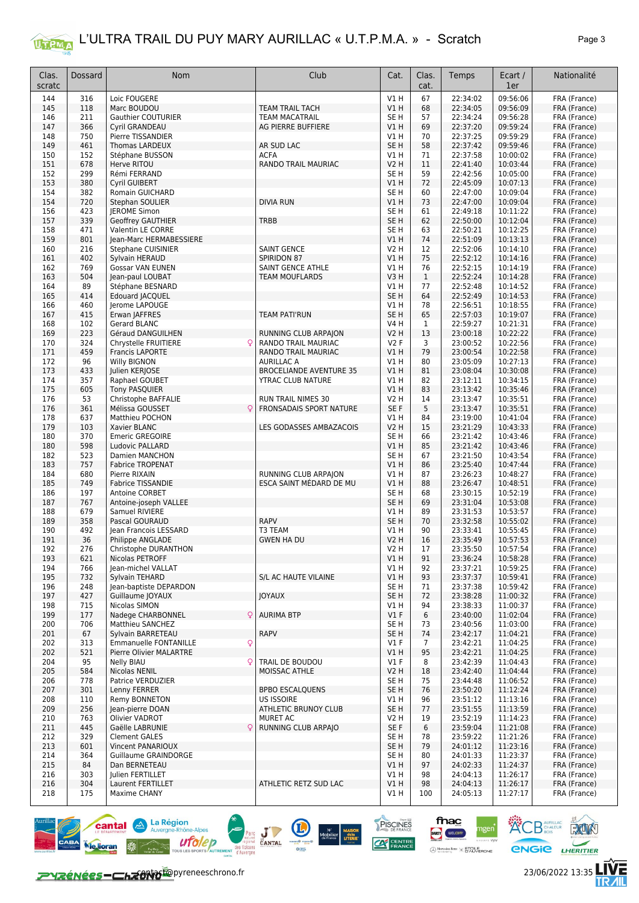# L'ULTRA TRAIL DU PUY MARY AURILLAC « U.T.P.M.A. » - Scratch

| Clas. scratc | Dossard | Nom | Club | Cat. | Clas. cat. | Temps | Ecart / 1er | Nationalité |
|---|---|---|---|---|---|---|---|---|
| 144 | 316 | Loic FOUGERE | TEAM TRAIL TACH | V1 H | 67 | 22:34:02 | 09:56:06 | FRA (France) |
| 145 | 118 | Marc BOUDOU | TEAM TRAIL TACH | V1 H | 68 | 22:34:05 | 09:56:09 | FRA (France) |
| 146 | 211 | Gauthier COUTURIER | TEAM MACATRAIL | SE H | 57 | 22:34:24 | 09:56:28 | FRA (France) |
| 147 | 366 | Cyril GRANDEAU | AG PIERRE BUFFIERE | V1 H | 69 | 22:37:20 | 09:59:24 | FRA (France) |
| 148 | 750 | Pierre TISSANDIER | | V1 H | 70 | 22:37:25 | 09:59:29 | FRA (France) |
| 149 | 461 | Thomas LARDEUX | AR SUD LAC | SE H | 58 | 22:37:42 | 09:59:46 | FRA (France) |
| 150 | 152 | Stéphane BUSSON | ACFA | V1 H | 71 | 22:37:58 | 10:00:02 | FRA (France) |
| 151 | 678 | Herve RITOU | RANDO TRAIL MAURIAC | V2 H | 11 | 22:41:40 | 10:03:44 | FRA (France) |
| 152 | 299 | Rémi FERRAND | | SE H | 59 | 22:42:56 | 10:05:00 | FRA (France) |
| 153 | 380 | Cyril GUIBERT | | V1 H | 72 | 22:45:09 | 10:07:13 | FRA (France) |
| 154 | 382 | Romain GUICHARD | | SE H | 60 | 22:47:00 | 10:09:04 | FRA (France) |
| 154 | 720 | Stephan SOULIER | DIVIA RUN | V1 H | 73 | 22:47:00 | 10:09:04 | FRA (France) |
| 156 | 423 | JEROME Simon | | SE H | 61 | 22:49:18 | 10:11:22 | FRA (France) |
| 157 | 339 | Geoffrey GAUTHIER | TRBB | SE H | 62 | 22:50:00 | 10:12:04 | FRA (France) |
| 158 | 471 | Valentin LE CORRE | | SE H | 63 | 22:50:21 | 10:12:25 | FRA (France) |
| 159 | 801 | Jean-Marc HERMABESSIERE | | V1 H | 74 | 22:51:09 | 10:13:13 | FRA (France) |
| 160 | 216 | Stephane CUISINIER | SAINT GENCE | V2 H | 12 | 22:52:06 | 10:14:10 | FRA (France) |
| 161 | 402 | Sylvain HERAUD | SPIRIDON 87 | V1 H | 75 | 22:52:12 | 10:14:16 | FRA (France) |
| 162 | 769 | Gossar VAN EUNEN | SAINT GENCE ATHLE | V1 H | 76 | 22:52:15 | 10:14:19 | FRA (France) |
| 163 | 504 | Jean-paul LOUBAT | TEAM MOUFLARDS | V3 H | 1 | 22:52:24 | 10:14:28 | FRA (France) |
| 164 | 89 | Stéphane BESNARD | | V1 H | 77 | 22:52:48 | 10:14:52 | FRA (France) |
| 165 | 414 | Edouard JACQUEL | | SE H | 64 | 22:52:49 | 10:14:53 | FRA (France) |
| 166 | 460 | Jerome LAPOUGE | | V1 H | 78 | 22:56:51 | 10:18:55 | FRA (France) |
| 167 | 415 | Erwan JAFFRES | TEAM PATI'RUN | SE H | 65 | 22:57:03 | 10:19:07 | FRA (France) |
| 168 | 102 | Gerard BLANC | | V4 H | 1 | 22:59:27 | 10:21:31 | FRA (France) |
| 169 | 223 | Géraud DANGUILHEN | RUNNING CLUB ARPAJON | V2 H | 13 | 23:00:18 | 10:22:22 | FRA (France) |
| 170 | 324 | Chrystelle FRUITIERE ♀ | RANDO TRAIL MAURIAC | V2 F | 3 | 23:00:52 | 10:22:56 | FRA (France) |
| 171 | 459 | Francis LAPORTE | RANDO TRAIL MAURIAC | V1 H | 79 | 23:00:54 | 10:22:58 | FRA (France) |
| 172 | 96 | Willy BIGNON | AURILLAC A | V1 H | 80 | 23:05:09 | 10:27:13 | FRA (France) |
| 173 | 433 | Julien KERJOSE | BROCELIANDE AVENTURE 35 | V1 H | 81 | 23:08:04 | 10:30:08 | FRA (France) |
| 174 | 357 | Raphael GOUBET | YTRAC CLUB NATURE | V1 H | 82 | 23:12:11 | 10:34:15 | FRA (France) |
| 175 | 605 | Tony PASQUIER | | V1 H | 83 | 23:13:42 | 10:35:46 | FRA (France) |
| 176 | 53 | Christophe BAFFALIE | RUN TRAIL NIMES 30 | V2 H | 14 | 23:13:47 | 10:35:51 | FRA (France) |
| 176 | 361 | Mélissa GOUSSET ♀ | FRONSADAIS SPORT NATURE | SE F | 5 | 23:13:47 | 10:35:51 | FRA (France) |
| 178 | 637 | Matthieu POCHON | | V1 H | 84 | 23:19:00 | 10:41:04 | FRA (France) |
| 179 | 103 | Xavier BLANC | LES GODASSES AMBAZACOIS | V2 H | 15 | 23:21:29 | 10:43:33 | FRA (France) |
| 180 | 370 | Emeric GREGOIRE | | SE H | 66 | 23:21:42 | 10:43:46 | FRA (France) |
| 180 | 598 | Ludovic PALLARD | | V1 H | 85 | 23:21:42 | 10:43:46 | FRA (France) |
| 182 | 523 | Damien MANCHON | | SE H | 67 | 23:21:50 | 10:43:54 | FRA (France) |
| 183 | 757 | Fabrice TROPENAT | | V1 H | 86 | 23:25:40 | 10:47:44 | FRA (France) |
| 184 | 680 | Pierre RIXAIN | RUNNING CLUB ARPAJON | V1 H | 87 | 23:26:23 | 10:48:27 | FRA (France) |
| 185 | 749 | Fabrice TISSANDIE | ESCA SAINT MÉDARD DE MU | V1 H | 88 | 23:26:47 | 10:48:51 | FRA (France) |
| 186 | 197 | Antoine CORBET | | SE H | 68 | 23:30:15 | 10:52:19 | FRA (France) |
| 187 | 767 | Antoine-joseph VALLEE | | SE H | 69 | 23:31:04 | 10:53:08 | FRA (France) |
| 188 | 679 | Samuel RIVIERE | | V1 H | 89 | 23:31:53 | 10:53:57 | FRA (France) |
| 189 | 358 | Pascal GOURAUD | RAPV | SE H | 70 | 23:32:58 | 10:55:02 | FRA (France) |
| 190 | 492 | Jean Francois LESSARD | T3 TEAM | V1 H | 90 | 23:33:41 | 10:55:45 | FRA (France) |
| 191 | 36 | Philippe ANGLADE | GWEN HA DU | V2 H | 16 | 23:35:49 | 10:57:53 | FRA (France) |
| 192 | 276 | Christophe DURANTHON | | V2 H | 17 | 23:35:50 | 10:57:54 | FRA (France) |
| 193 | 621 | Nicolas PETROFF | | V1 H | 91 | 23:36:24 | 10:58:28 | FRA (France) |
| 194 | 766 | Jean-michel VALLAT | | V1 H | 92 | 23:37:21 | 10:59:25 | FRA (France) |
| 195 | 732 | Sylvain TEHARD | S/L AC HAUTE VILAINE | V1 H | 93 | 23:37:37 | 10:59:41 | FRA (France) |
| 196 | 248 | Jean-baptiste DEPARDON | | SE H | 71 | 23:37:38 | 10:59:42 | FRA (France) |
| 197 | 427 | Guillaume JOYAUX | JOYAUX | SE H | 72 | 23:38:28 | 11:00:32 | FRA (France) |
| 198 | 715 | Nicolas SIMON | | V1 H | 94 | 23:38:33 | 11:00:37 | FRA (France) |
| 199 | 177 | Nadege CHARBONNEL ♀ | AURIMA BTP | V1 F | 6 | 23:40:00 | 11:02:04 | FRA (France) |
| 200 | 706 | Matthieu SANCHEZ | | SE H | 73 | 23:40:56 | 11:03:00 | FRA (France) |
| 201 | 67 | Sylvain BARRETEAU | RAPV | SE H | 74 | 23:42:17 | 11:04:21 | FRA (France) |
| 202 | 313 | Emmanuelle FONTAINILLE ♀ | | V1 F | 7 | 23:42:21 | 11:04:25 | FRA (France) |
| 202 | 521 | Pierre Olivier MALARTRE | | V1 H | 95 | 23:42:21 | 11:04:25 | FRA (France) |
| 204 | 95 | Nelly BIAU ♀ | TRAIL DE BOUDOU | V1 F | 8 | 23:42:39 | 11:04:43 | FRA (France) |
| 205 | 584 | Nicolas NENIL | MOISSAC ATHLE | V2 H | 18 | 23:42:40 | 11:04:44 | FRA (France) |
| 206 | 778 | Patrice VERDUZIER | | SE H | 75 | 23:44:48 | 11:06:52 | FRA (France) |
| 207 | 301 | Lenny FERRER | BPBO ESCALQUENS | SE H | 76 | 23:50:20 | 11:12:24 | FRA (France) |
| 208 | 110 | Remy BONNETON | US ISSOIRE | V1 H | 96 | 23:51:12 | 11:13:16 | FRA (France) |
| 209 | 256 | Jean-pierre DOAN | ATHLETIC BRUNOY CLUB | SE H | 77 | 23:51:55 | 11:13:59 | FRA (France) |
| 210 | 763 | Olivier VADROT | MURET AC | V2 H | 19 | 23:52:19 | 11:14:23 | FRA (France) |
| 211 | 445 | Gaëlle LABRUNIE ♀ | RUNNING CLUB ARPAJO | SE F | 6 | 23:59:04 | 11:21:08 | FRA (France) |
| 212 | 329 | Clement GALES | | SE H | 78 | 23:59:22 | 11:21:26 | FRA (France) |
| 213 | 601 | Vincent PANARIOUX | | SE H | 79 | 24:01:12 | 11:23:16 | FRA (France) |
| 214 | 364 | Guillaume GRAINDORGE | | SE H | 80 | 24:01:33 | 11:23:37 | FRA (France) |
| 215 | 84 | Dan BERNETEAU | | V1 H | 97 | 24:02:33 | 11:24:37 | FRA (France) |
| 216 | 303 | Julien FERTILLET | | V1 H | 98 | 24:04:13 | 11:26:17 | FRA (France) |
| 216 | 304 | Laurent FERTILLET | ATHLETIC RETZ SUD LAC | V1 H | 98 | 24:04:13 | 11:26:17 | FRA (France) |
| 218 | 175 | Maxime CHANY | | V1 H | 100 | 24:05:13 | 11:27:17 | FRA (France) |

contact@pyreneeschrono.fr

23/06/2022 13:35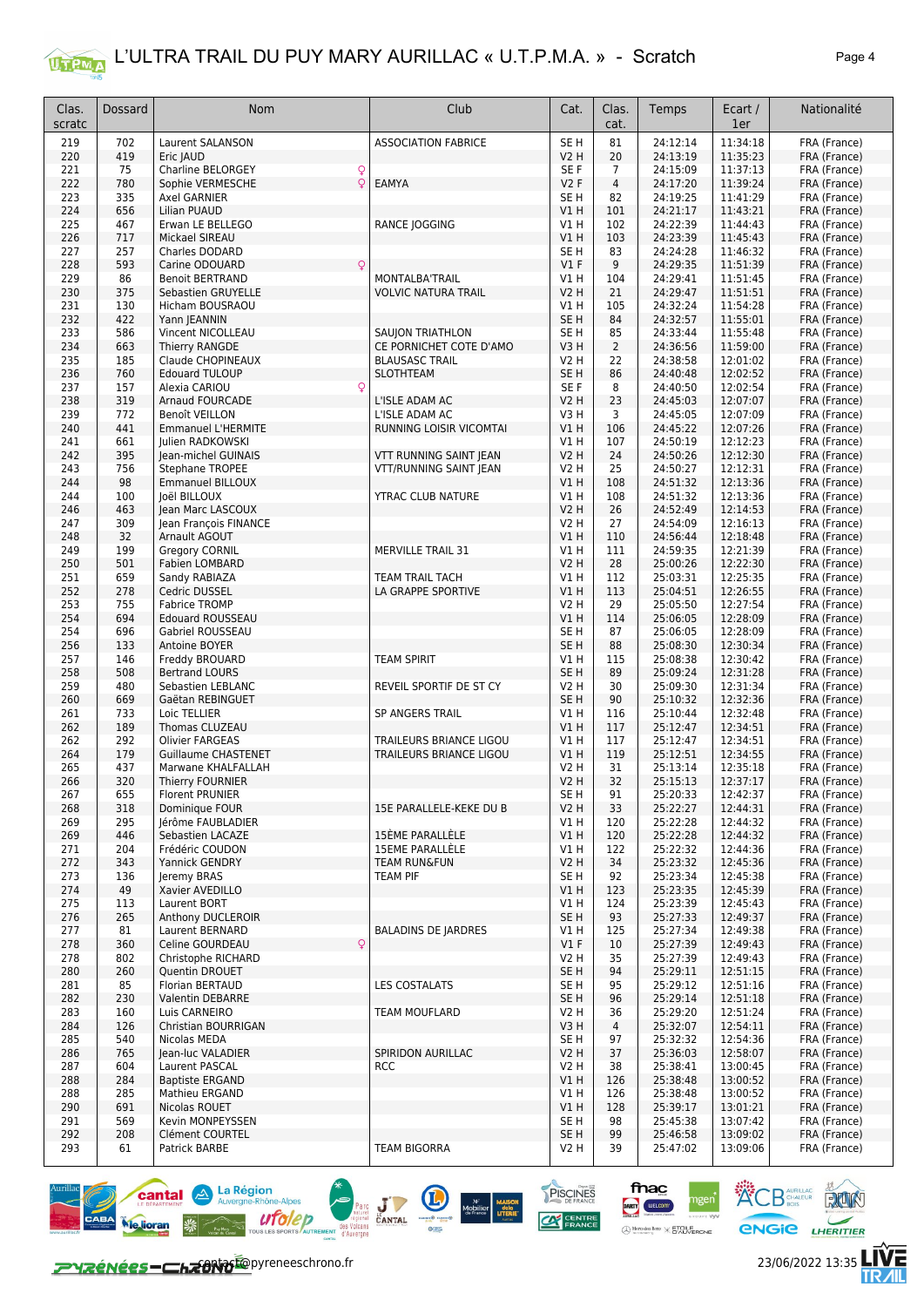# L'ULTRA TRAIL DU PUY MARY AURILLAC « U.T.P.M.A. » - Scratch

| Clas. scratc | Dossard | Nom | Club | Cat. | Clas. cat. | Temps | Ecart / 1er | Nationalité |
|---|---|---|---|---|---|---|---|---|
| 219 | 702 | Laurent SALANSON | ASSOCIATION FABRICE | SE H | 81 | 24:12:14 | 11:34:18 | FRA (France) |
| 220 | 419 | Eric JAUD | | V2 H | 20 | 24:13:19 | 11:35:23 | FRA (France) |
| 221 | 75 | Charline BELORGEY ♀ | | SE F | 7 | 24:15:09 | 11:37:13 | FRA (France) |
| 222 | 780 | Sophie VERMESCHE ♀ | EAMYA | V2 F | 4 | 24:17:20 | 11:39:24 | FRA (France) |
| 223 | 335 | Axel GARNIER | | SE H | 82 | 24:19:25 | 11:41:29 | FRA (France) |
| 224 | 656 | Lilian PUAUD | | V1 H | 101 | 24:21:17 | 11:43:21 | FRA (France) |
| 225 | 467 | Erwan LE BELLEGO | RANCE JOGGING | V1 H | 102 | 24:22:39 | 11:44:43 | FRA (France) |
| 226 | 717 | Mickael SIREAU | | V1 H | 103 | 24:23:39 | 11:45:43 | FRA (France) |
| 227 | 257 | Charles DODARD | | SE H | 83 | 24:24:28 | 11:46:32 | FRA (France) |
| 228 | 593 | Carine ODOUARD ♀ | | V1 F | 9 | 24:29:35 | 11:51:39 | FRA (France) |
| 229 | 86 | Benoit BERTRAND | MONTALBA'TRAIL | V1 H | 104 | 24:29:41 | 11:51:45 | FRA (France) |
| 230 | 375 | Sebastien GRUYELLE | VOLVIC NATURA TRAIL | V2 H | 21 | 24:29:47 | 11:51:51 | FRA (France) |
| 231 | 130 | Hicham BOUSRAOU | | V1 H | 105 | 24:32:24 | 11:54:28 | FRA (France) |
| 232 | 422 | Yann JEANNIN | | SE H | 84 | 24:32:57 | 11:55:01 | FRA (France) |
| 233 | 586 | Vincent NICOLLEAU | SAUJON TRIATHLON | SE H | 85 | 24:33:44 | 11:55:48 | FRA (France) |
| 234 | 663 | Thierry RANGDE | CE PORNICHET COTE D'AMO | V3 H | 2 | 24:36:56 | 11:59:00 | FRA (France) |
| 235 | 185 | Claude CHOPINEAUX | BLAUSASC TRAIL | V2 H | 22 | 24:38:58 | 12:01:02 | FRA (France) |
| 236 | 760 | Edouard TULOUP | SLOTHTEAM | SE H | 86 | 24:40:48 | 12:02:52 | FRA (France) |
| 237 | 157 | Alexia CARIOU ♀ | | SE F | 8 | 24:40:50 | 12:02:54 | FRA (France) |
| 238 | 319 | Arnaud FOURCADE | L'ISLE ADAM AC | V2 H | 23 | 24:45:03 | 12:07:07 | FRA (France) |
| 239 | 772 | Benoît VEILLON | L'ISLE ADAM AC | V3 H | 3 | 24:45:05 | 12:07:09 | FRA (France) |
| 240 | 441 | Emmanuel L'HERMITE | RUNNING LOISIR VICOMTAI | V1 H | 106 | 24:45:22 | 12:07:26 | FRA (France) |
| 241 | 661 | Julien RADKOWSKI | | V1 H | 107 | 24:50:19 | 12:12:23 | FRA (France) |
| 242 | 395 | Jean-michel GUINAIS | VTT RUNNING SAINT JEAN | V2 H | 24 | 24:50:26 | 12:12:30 | FRA (France) |
| 243 | 756 | Stephane TROPEE | VTT/RUNNING SAINT JEAN | V2 H | 25 | 24:50:27 | 12:12:31 | FRA (France) |
| 244 | 98 | Emmanuel BILLOUX | | V1 H | 108 | 24:51:32 | 12:13:36 | FRA (France) |
| 244 | 100 | Joël BILLOUX | YTRAC CLUB NATURE | V1 H | 108 | 24:51:32 | 12:13:36 | FRA (France) |
| 246 | 463 | Jean Marc LASCOUX | | V2 H | 26 | 24:52:49 | 12:14:53 | FRA (France) |
| 247 | 309 | Jean François FINANCE | | V2 H | 27 | 24:54:09 | 12:16:13 | FRA (France) |
| 248 | 32 | Arnault AGOUT | | V1 H | 110 | 24:56:44 | 12:18:48 | FRA (France) |
| 249 | 199 | Gregory CORNIL | MERVILLE TRAIL 31 | V1 H | 111 | 24:59:35 | 12:21:39 | FRA (France) |
| 250 | 501 | Fabien LOMBARD | | V2 H | 28 | 25:00:26 | 12:22:30 | FRA (France) |
| 251 | 659 | Sandy RABIAZA | TEAM TRAIL TACH | V1 H | 112 | 25:03:31 | 12:25:35 | FRA (France) |
| 252 | 278 | Cedric DUSSEL | LA GRAPPE SPORTIVE | V1 H | 113 | 25:04:51 | 12:26:55 | FRA (France) |
| 253 | 755 | Fabrice TROMP | | V2 H | 29 | 25:05:50 | 12:27:54 | FRA (France) |
| 254 | 694 | Edouard ROUSSEAU | | V1 H | 114 | 25:06:05 | 12:28:09 | FRA (France) |
| 254 | 696 | Gabriel ROUSSEAU | | SE H | 87 | 25:06:05 | 12:28:09 | FRA (France) |
| 256 | 133 | Antoine BOYER | | SE H | 88 | 25:08:30 | 12:30:34 | FRA (France) |
| 257 | 146 | Freddy BROUARD | TEAM SPIRIT | V1 H | 115 | 25:08:38 | 12:30:42 | FRA (France) |
| 258 | 508 | Bertrand LOURS | | SE H | 89 | 25:09:24 | 12:31:28 | FRA (France) |
| 259 | 480 | Sebastien LEBLANC | REVEIL SPORTIF DE ST CY | V2 H | 30 | 25:09:30 | 12:31:34 | FRA (France) |
| 260 | 669 | Gaëtan REBINGUET | | SE H | 90 | 25:10:32 | 12:32:36 | FRA (France) |
| 261 | 733 | Loic TELLIER | SP ANGERS TRAIL | V1 H | 116 | 25:10:44 | 12:32:48 | FRA (France) |
| 262 | 189 | Thomas CLUZEAU | | V1 H | 117 | 25:12:47 | 12:34:51 | FRA (France) |
| 262 | 292 | Olivier FARGEAS | TRAILEURS BRIANCE LIGOU | V1 H | 117 | 25:12:47 | 12:34:51 | FRA (France) |
| 264 | 179 | Guillaume CHASTENET | TRAILEURS BRIANCE LIGOU | V1 H | 119 | 25:12:51 | 12:34:55 | FRA (France) |
| 265 | 437 | Marwane KHALFALLAH | | V2 H | 31 | 25:13:14 | 12:35:18 | FRA (France) |
| 266 | 320 | Thierry FOURNIER | | V2 H | 32 | 25:15:13 | 12:37:17 | FRA (France) |
| 267 | 655 | Florent PRUNIER | | SE H | 91 | 25:20:33 | 12:42:37 | FRA (France) |
| 268 | 318 | Dominique FOUR | 15E PARALLELE-KEKE DU B | V2 H | 33 | 25:22:27 | 12:44:31 | FRA (France) |
| 269 | 295 | Jérôme FAUBLADIER | | V1 H | 120 | 25:22:28 | 12:44:32 | FRA (France) |
| 269 | 446 | Sebastien LACAZE | 15ÈME PARALLÈLE | V1 H | 120 | 25:22:28 | 12:44:32 | FRA (France) |
| 271 | 204 | Frédéric COUDON | 15EME PARALLÈLE | V1 H | 122 | 25:22:32 | 12:44:36 | FRA (France) |
| 272 | 343 | Yannick GENDRY | TEAM RUN&FUN | V2 H | 34 | 25:23:32 | 12:45:36 | FRA (France) |
| 273 | 136 | Jeremy BRAS | TEAM PIF | SE H | 92 | 25:23:34 | 12:45:38 | FRA (France) |
| 274 | 49 | Xavier AVEDILLO | | V1 H | 123 | 25:23:35 | 12:45:39 | FRA (France) |
| 275 | 113 | Laurent BORT | | V1 H | 124 | 25:23:39 | 12:45:43 | FRA (France) |
| 276 | 265 | Anthony DUCLEROIR | | SE H | 93 | 25:27:33 | 12:49:37 | FRA (France) |
| 277 | 81 | Laurent BERNARD | BALADINS DE JARDRES | V1 H | 125 | 25:27:34 | 12:49:38 | FRA (France) |
| 278 | 360 | Celine GOURDEAU ♀ | | V1 F | 10 | 25:27:39 | 12:49:43 | FRA (France) |
| 278 | 802 | Christophe RICHARD | | V2 H | 35 | 25:27:39 | 12:49:43 | FRA (France) |
| 280 | 260 | Quentin DROUET | | SE H | 94 | 25:29:11 | 12:51:15 | FRA (France) |
| 281 | 85 | Florian BERTAUD | LES COSTALATS | SE H | 95 | 25:29:12 | 12:51:16 | FRA (France) |
| 282 | 230 | Valentin DEBARRE | | SE H | 96 | 25:29:14 | 12:51:18 | FRA (France) |
| 283 | 160 | Luis CARNEIRO | TEAM MOUFLARD | V2 H | 36 | 25:29:20 | 12:51:24 | FRA (France) |
| 284 | 126 | Christian BOURRIGAN | | V3 H | 4 | 25:32:07 | 12:54:11 | FRA (France) |
| 285 | 540 | Nicolas MEDA | | SE H | 97 | 25:32:32 | 12:54:36 | FRA (France) |
| 286 | 765 | Jean-luc VALADIER | SPIRIDON AURILLAC | V2 H | 37 | 25:36:03 | 12:58:07 | FRA (France) |
| 287 | 604 | Laurent PASCAL | RCC | V2 H | 38 | 25:38:41 | 13:00:45 | FRA (France) |
| 288 | 284 | Baptiste ERGAND | | V1 H | 126 | 25:38:48 | 13:00:52 | FRA (France) |
| 288 | 285 | Mathieu ERGAND | | V1 H | 126 | 25:38:48 | 13:00:52 | FRA (France) |
| 290 | 691 | Nicolas ROUET | | V1 H | 128 | 25:39:17 | 13:01:21 | FRA (France) |
| 291 | 569 | Kevin MONPEYSSEN | | SE H | 98 | 25:45:38 | 13:07:42 | FRA (France) |
| 292 | 208 | Clément COURTEL | | SE H | 99 | 25:46:58 | 13:09:02 | FRA (France) |
| 293 | 61 | Patrick BARBE | TEAM BIGORRA | V2 H | 39 | 25:47:02 | 13:09:06 | FRA (France) |

contact@pyreneeschrono.fr

23/06/2022 13:35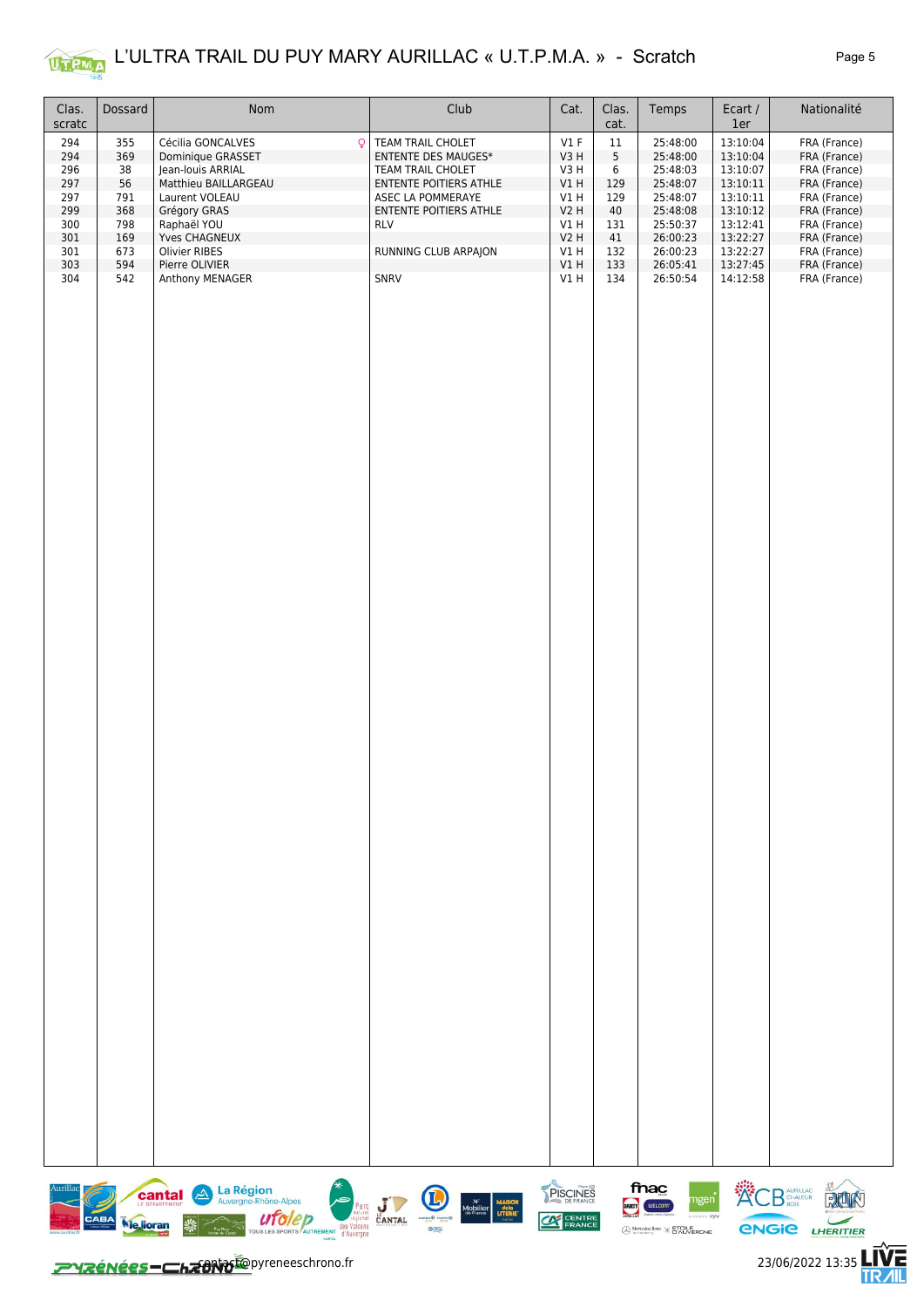# L'ULTRA TRAIL DU PUY MARY AURILLAC « U.T.P.M.A. » - Scratch

| Clas. scratc | Dossard | Nom | Club | Cat. | Clas. cat. | Temps | Ecart / 1er | Nationalité |
|---|---|---|---|---|---|---|---|---|
| 294 | 355 | Cécilia GONCALVES ♀ | TEAM TRAIL CHOLET | V1 F | 11 | 25:48:00 | 13:10:04 | FRA (France) |
| 294 | 369 | Dominique GRASSET | ENTENTE DES MAUGES* | V3 H | 5 | 25:48:00 | 13:10:04 | FRA (France) |
| 296 | 38 | Jean-louis ARRIAL | TEAM TRAIL CHOLET | V3 H | 6 | 25:48:03 | 13:10:07 | FRA (France) |
| 297 | 56 | Matthieu BAILLARGEAU | ENTENTE POITIERS ATHLE | V1 H | 129 | 25:48:07 | 13:10:11 | FRA (France) |
| 297 | 791 | Laurent VOLEAU | ASEC LA POMMERAYE | V1 H | 129 | 25:48:07 | 13:10:11 | FRA (France) |
| 299 | 368 | Grégory GRAS | ENTENTE POITIERS ATHLE | V2 H | 40 | 25:48:08 | 13:10:12 | FRA (France) |
| 300 | 798 | Raphaël YOU | RLV | V1 H | 131 | 25:50:37 | 13:12:41 | FRA (France) |
| 301 | 169 | Yves CHAGNEUX | | V2 H | 41 | 26:00:23 | 13:22:27 | FRA (France) |
| 301 | 673 | Olivier RIBES | RUNNING CLUB ARPAJON | V1 H | 132 | 26:00:23 | 13:22:27 | FRA (France) |
| 303 | 594 | Pierre OLIVIER | | V1 H | 133 | 26:05:41 | 13:27:45 | FRA (France) |
| 304 | 542 | Anthony MENAGER | SNRV | V1 H | 134 | 26:50:54 | 14:12:58 | FRA (France) |

contact@pyreneeschrono.fr

23/06/2022 13:35